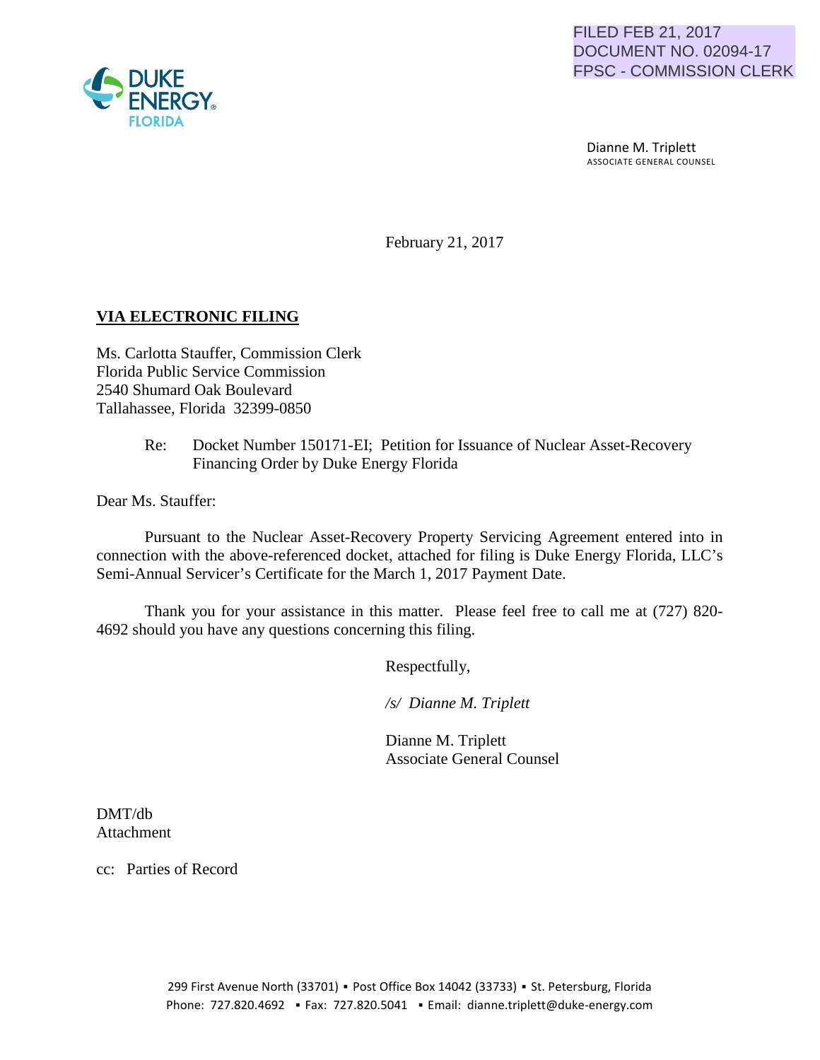FILED FEB 21, 2017
DOCUMENT NO. 02094-17
FPSC - COMMISSION CLERK

DUKE ENERGY.
FLORIDA

Dianne M. Triplett
ASSOCIATE GENERAL COUNSEL

February 21, 2017

**VIA ELECTRONIC FILING**

Ms. Carlotta Stauffer, Commission Clerk
Florida Public Service Commission
2540 Shumard Oak Boulevard
Tallahassee, Florida 32399-0850

Re: Docket Number 150171-EI; Petition for Issuance of Nuclear Asset-Recovery Financing Order by Duke Energy Florida

Dear Ms. Stauffer:

Pursuant to the Nuclear Asset-Recovery Property Servicing Agreement entered into in connection with the above-referenced docket, attached for filing is Duke Energy Florida, LLC's Semi-Annual Servicer's Certificate for the March 1, 2017 Payment Date.

Thank you for your assistance in this matter. Please feel free to call me at (727) 820-4692 should you have any questions concerning this filing.

Respectfully,

*/s/ Dianne M. Triplett*

Dianne M. Triplett
Associate General Counsel

DMT/db
Attachment

cc: Parties of Record

299 First Avenue North (33701) ▪ Post Office Box 14042 (33733) ▪ St. Petersburg, Florida
Phone: 727.820.4692 ▪ Fax: 727.820.5041 ▪ Email: dianne.triplett@duke-energy.com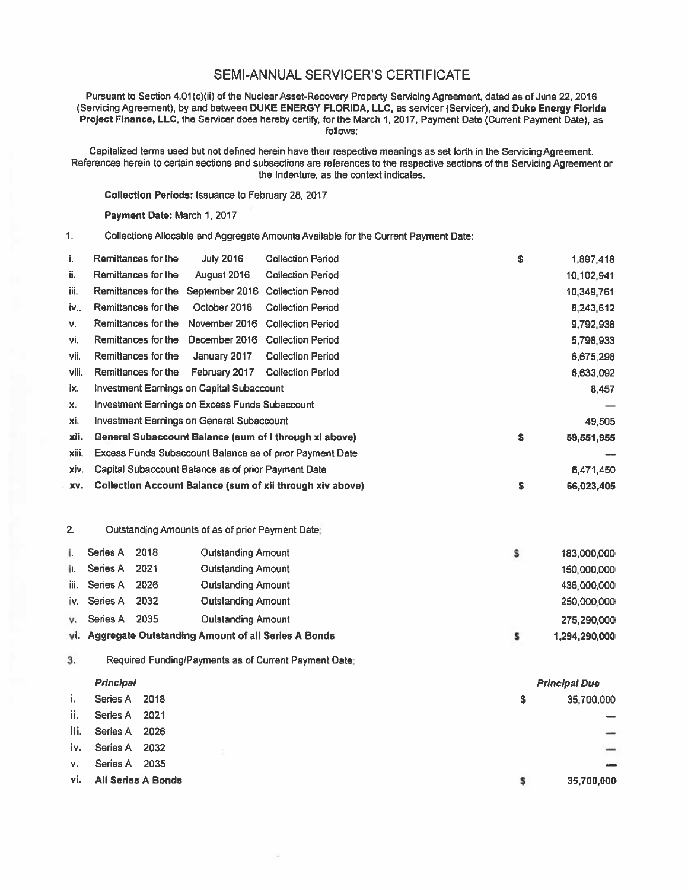# SEMI-ANNUAL SERVICER'S CERTIFICATE

Pursuant to Section 4.01(c)(ii) of the Nuclear Asset-Recovery Property Servicing Agreement, dated as of June 22, 2016 (Servicing Agreement), by and between **DUKE ENERGY FLORIDA, LLC**, as servicer (Servicer), and **Duke Energy Florida Project Finance, LLC**, the Servicer does hereby certify, for the March 1, 2017, Payment Date (Current Payment Date), as follows:

Capitalized terms used but not defined herein have their respective meanings as set forth in the Servicing Agreement. References herein to certain sections and subsections are references to the respective sections of the Servicing Agreement or the Indenture, as the context indicates.

**Collection Periods:** Issuance to February 28, 2017

**Payment Date:** March 1, 2017

1. Collections Allocable and Aggregate Amounts Available for the Current Payment Date:

| | | | |
|---|---|---|---|
| i. | Remittances for the July 2016 Collection Period | $ | 1,897,418 |
| ii. | Remittances for the August 2016 Collection Period | | 10,102,941 |
| iii. | Remittances for the September 2016 Collection Period | | 10,349,761 |
| iv.. | Remittances for the October 2016 Collection Period | | 8,243,612 |
| v. | Remittances for the November 2016 Collection Period | | 9,792,938 |
| vi. | Remittances for the December 2016 Collection Period | | 5,798,933 |
| vii. | Remittances for the January 2017 Collection Period | | 6,675,298 |
| viii. | Remittances for the February 2017 Collection Period | | 6,633,092 |
| ix. | Investment Earnings on Capital Subaccount | | 8,457 |
| x. | Investment Earnings on Excess Funds Subaccount | | — |
| xi. | Investment Earnings on General Subaccount | | 49,505 |
| **xii.** | **General Subaccount Balance (sum of i through xi above)** | **$** | **59,551,955** |
| xiii. | Excess Funds Subaccount Balance as of prior Payment Date | | — |
| xiv. | Capital Subaccount Balance as of prior Payment Date | | 6,471,450 |
| **xv.** | **Collection Account Balance (sum of xii through xiv above)** | **$** | **66,023,405** |

2. Outstanding Amounts of as of prior Payment Date:

| | | | |
|---|---|---|---|
| i. | Series A 2018 Outstanding Amount | $ | 183,000,000 |
| ii. | Series A 2021 Outstanding Amount | | 150,000,000 |
| iii. | Series A 2026 Outstanding Amount | | 436,000,000 |
| iv. | Series A 2032 Outstanding Amount | | 250,000,000 |
| v. | Series A 2035 Outstanding Amount | | 275,290,000 |
| **vi.** | **Aggregate Outstanding Amount of all Series A Bonds** | **$** | **1,294,290,000** |

3. Required Funding/Payments as of Current Payment Date:

| | ***Principal*** | | ***Principal Due*** |
|---|---|---|---|
| i. | Series A 2018 | $ | 35,700,000 |
| ii. | Series A 2021 | | — |
| iii. | Series A 2026 | | — |
| iv. | Series A 2032 | | — |
| v. | Series A 2035 | | — |
| **vi.** | **All Series A Bonds** | **$** | **35,700,000** |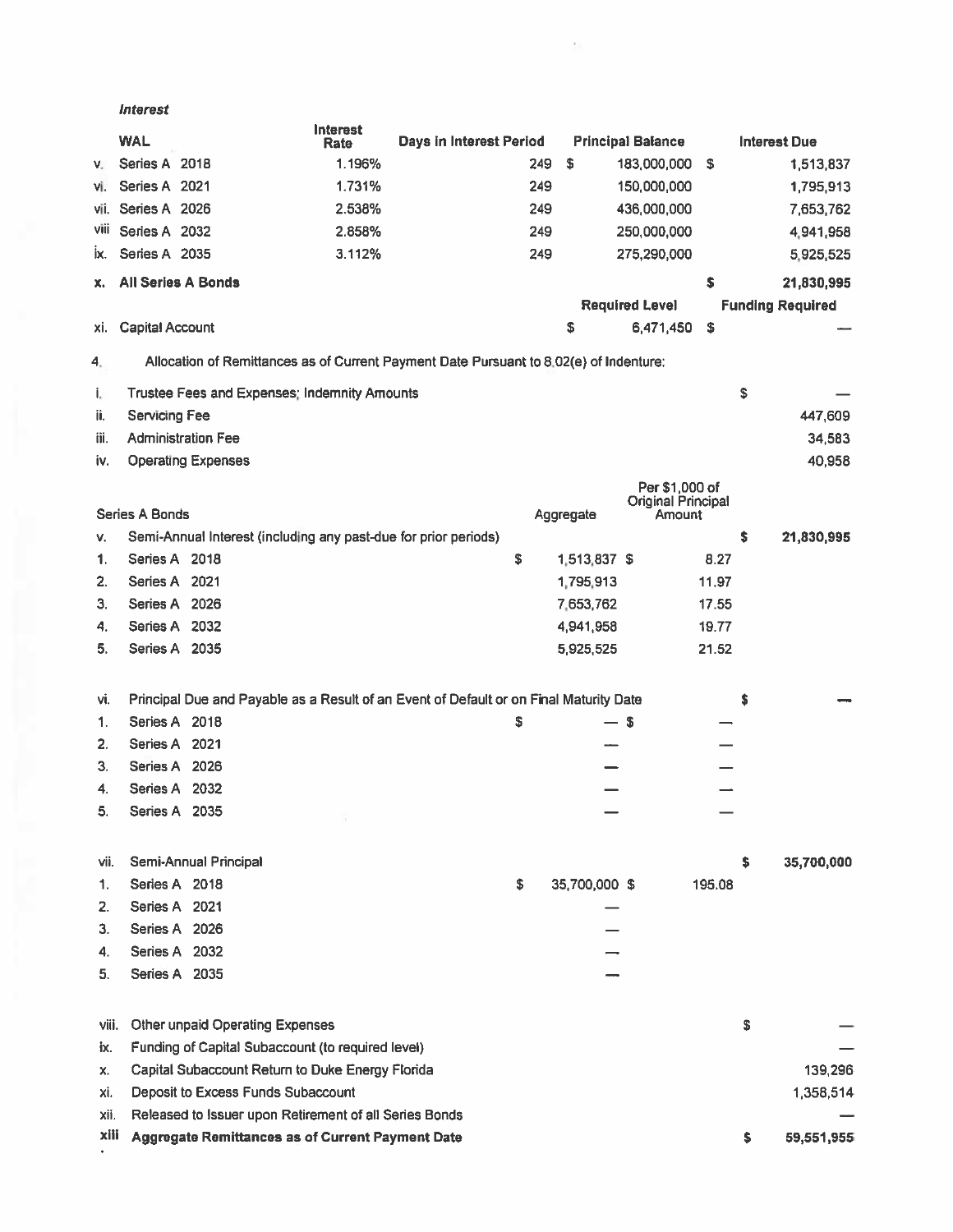*Interest*

| | WAL | Interest Rate | Days in Interest Period | Principal Balance | Interest Due |
|---|---|---|---|---|---|
| v. | Series A 2018 | 1.196% | 249 | $ 183,000,000 | $ 1,513,837 |
| vi. | Series A 2021 | 1.731% | 249 | 150,000,000 | 1,795,913 |
| vii. | Series A 2026 | 2.538% | 249 | 436,000,000 | 7,653,762 |
| viii | Series A 2032 | 2.858% | 249 | 250,000,000 | 4,941,958 |
| ix. | Series A 2035 | 3.112% | 249 | 275,290,000 | 5,925,525 |
| **x.** | **All Series A Bonds** | | | | **$ 21,830,995** |
| | | | | **Required Level** | **Funding Required** |
| xi. | Capital Account | | | $ 6,471,450 | $ — |

4. Allocation of Remittances as of Current Payment Date Pursuant to 8.02(e) of Indenture:

| | | Aggregate | Per $1,000 of Original Principal Amount | |
|---|---|---|---|---|
| i. | Trustee Fees and Expenses; Indemnity Amounts | | | $ — |
| ii. | Servicing Fee | | | 447,609 |
| iii. | Administration Fee | | | 34,583 |
| iv. | Operating Expenses | | | 40,958 |
| | Series A Bonds | | | |
| v. | Semi-Annual Interest (including any past-due for prior periods) | | | $ 21,830,995 |
| 1. | Series A 2018 | $ 1,513,837 | $ 8.27 | |
| 2. | Series A 2021 | 1,795,913 | 11.97 | |
| 3. | Series A 2026 | 7,653,762 | 17.55 | |
| 4. | Series A 2032 | 4,941,958 | 19.77 | |
| 5. | Series A 2035 | 5,925,525 | 21.52 | |
| vi. | Principal Due and Payable as a Result of an Event of Default or on Final Maturity Date | | | $ — |
| 1. | Series A 2018 | $ — | $ — | |
| 2. | Series A 2021 | — | — | |
| 3. | Series A 2026 | — | — | |
| 4. | Series A 2032 | — | — | |
| 5. | Series A 2035 | — | — | |
| vii. | Semi-Annual Principal | | | $ 35,700,000 |
| 1. | Series A 2018 | $ 35,700,000 | $ 195.08 | |
| 2. | Series A 2021 | — | | |
| 3. | Series A 2026 | — | | |
| 4. | Series A 2032 | — | | |
| 5. | Series A 2035 | — | | |
| viii. | Other unpaid Operating Expenses | | | $ — |
| ix. | Funding of Capital Subaccount (to required level) | | | — |
| x. | Capital Subaccount Return to Duke Energy Florida | | | 139,296 |
| xi. | Deposit to Excess Funds Subaccount | | | 1,358,514 |
| xii. | Released to Issuer upon Retirement of all Series Bonds | | | — |
| **xiii** | **Aggregate Remittances as of Current Payment Date** | | | **$ 59,551,955** |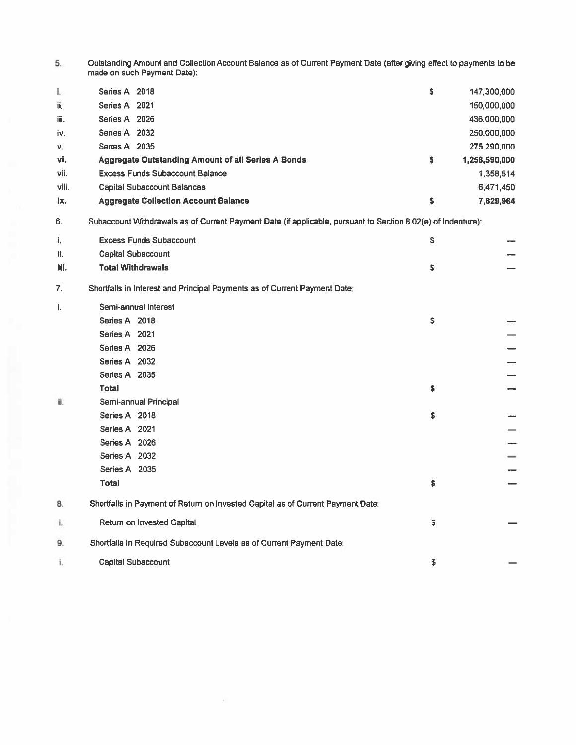5. Outstanding Amount and Collection Account Balance as of Current Payment Date (after giving effect to payments to be made on such Payment Date):

| | | | |
|---|---|---|---|
| i. | Series A 2018 | $ | 147,300,000 |
| ii. | Series A 2021 | | 150,000,000 |
| iii. | Series A 2026 | | 436,000,000 |
| iv. | Series A 2032 | | 250,000,000 |
| v. | Series A 2035 | | 275,290,000 |
| **vi.** | **Aggregate Outstanding Amount of all Series A Bonds** | **$** | **1,258,590,000** |
| vii. | Excess Funds Subaccount Balance | | 1,358,514 |
| viii. | Capital Subaccount Balances | | 6,471,450 |
| **ix.** | **Aggregate Collection Account Balance** | **$** | **7,829,964** |

6. Subaccount Withdrawals as of Current Payment Date (if applicable, pursuant to Section 8.02(e) of Indenture):

| | | | |
|---|---|---|---|
| i. | Excess Funds Subaccount | $ | — |
| ii. | Capital Subaccount | | — |
| **iii.** | **Total Withdrawals** | **$** | **—** |

7. Shortfalls in Interest and Principal Payments as of Current Payment Date:

| | | | |
|---|---|---|---|
| i. | Semi-annual Interest | | |
| | Series A 2018 | $ | — |
| | Series A 2021 | | — |
| | Series A 2026 | | — |
| | Series A 2032 | | — |
| | Series A 2035 | | — |
| | **Total** | **$** | **—** |
| ii. | Semi-annual Principal | | |
| | Series A 2018 | $ | — |
| | Series A 2021 | | — |
| | Series A 2026 | | — |
| | Series A 2032 | | — |
| | Series A 2035 | | — |
| | **Total** | **$** | **—** |

8. Shortfalls in Payment of Return on Invested Capital as of Current Payment Date:

| | | | |
|---|---|---|---|
| i. | Return on Invested Capital | $ | — |

9. Shortfalls in Required Subaccount Levels as of Current Payment Date:

| | | | |
|---|---|---|---|
| i. | Capital Subaccount | $ | — |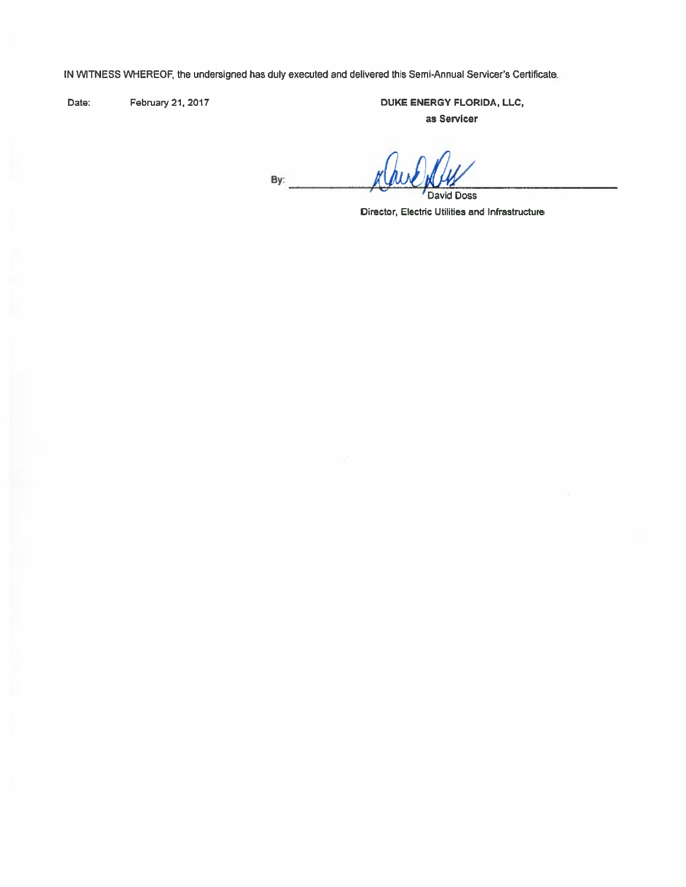IN WITNESS WHEREOF, the undersigned has duly executed and delivered this Semi-Annual Servicer's Certificate.

Date: February 21, 2017

**DUKE ENERGY FLORIDA, LLC,**
**as Servicer**

By: ______________________________
David Doss
Director, Electric Utilities and Infrastructure